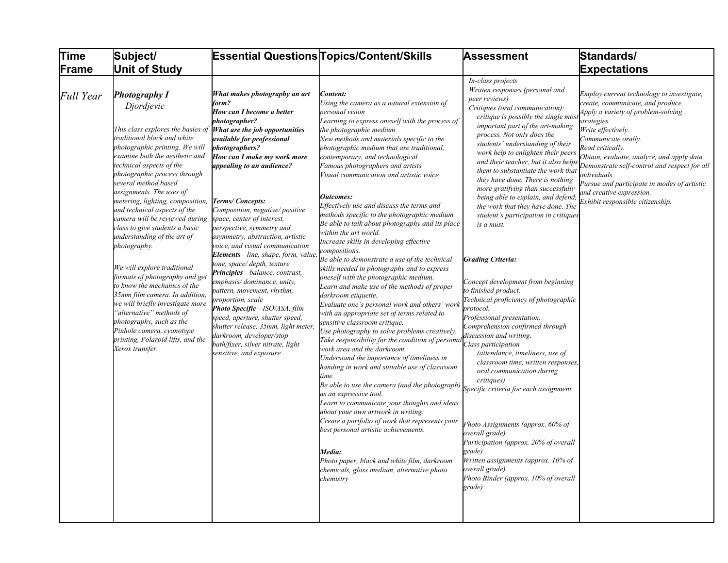| Time Frame | Subject/ Unit of Study | Essential Questions | Topics/Content/Skills | Assessment | Standards/ Expectations |
|---|---|---|---|---|---|
| *Full Year* | ***Photography I*** <br>*Djordjevic*<br><br>*This class explores the basics of traditional black and white photographic printing. We will examine both the aesthetic and technical aspects of the photographic process through several method based assignments. The uses of metering, lighting, composition, and technical aspects of the camera will be reviewed during class to give students a basic understanding of the art of photography.*<br><br>*We will explore traditional formats of photography and get to know the mechanics of the 35mm film camera. In addition, we will briefly investigate more "alternative" methods of photography, such as the Pinhole camera, cyanotype printing, Polaroid lifts, and the Xerox transfer.* | ***What makes photography an art form?***<br>***How can I become a better photographer?***<br>***What are the job opportunities available for professional photographers?***<br>***How can I make my work more appealing to an audience?***<br><br>***Terms/ Concepts:***<br>*Composition, negative/ positive space, center of interest, perspective, symmetry and asymmetry, abstraction, artistic voice, and visual communication*<br>***Elements****—line, shape, form, value, tone, space/ depth, texture*<br>***Principles****—balance, contrast, emphasis/ dominance, unity, pattern, movement, rhythm, proportion, scale*<br>***Photo Specific****—ISO/ASA, film speed, aperture, shutter speed, shutter release, 35mm, light meter, darkroom, developer/stop bath/fixer, silver nitrate, light sensitive, and exposure* | ***Content:***<br>*Using the camera as a natural extension of personal vision*<br>*Learning to express oneself with the process of the photographic medium*<br>*New methods and materials specific to the photographic medium that are traditional, contemporary, and technological*<br>*Famous photographers and artists*<br>*Visual communication and artistic voice*<br><br>***Outcomes:***<br>*Effectively use and discuss the terms and methods specific to the photographic medium.*<br>*Be able to talk about photography and its place within the art world.*<br>*Increase skills in developing effective compositions.*<br>*Be able to demonstrate a use of the technical skills needed in photography and to express oneself with the photographic medium.*<br>*Learn and make use of the methods of proper darkroom etiquette.*<br>*Evaluate one's personal work and others' work with an appropriate set of terms related to sensitive classroom critique.*<br>*Use photography to solve problems creatively.*<br>*Take responsibility for the condition of personal work area and the darkroom.*<br>*Understand the importance of timeliness in handing in work and suitable use of classroom time.*<br>*Be able to use the camera (and the photograph) as an expressive tool.*<br>*Learn to communicate your thoughts and ideas about your own artwork in writing.*<br>*Create a portfolio of work that represents your best personal artistic achievements.*<br><br>***Media:***<br>*Photo paper, black and white film, darkroom chemicals, gloss medium, alternative photo chemistry* | *In-class projects*<br>*Written responses (personal and peer reviews)*<br>*Critiques (oral communication): critique is possibly the single most important part of the art-making process. Not only does the students' understanding of their work help to enlighten their peers and their teacher, but it also helps them to substantiate the work that they have done. There is nothing more gratifying than successfully being able to explain, and defend, the work that they have done. The student's participation in critiques is a must.*<br><br>***Grading Criteria:***<br><br>*Concept development from beginning to finished product.*<br>*Technical proficiency of photographic protocol.*<br>*Professional presentation.*<br>*Comprehension confirmed through discussion and writing.*<br>*Class participation (attendance, timeliness, use of classroom time, written responses, oral communication during critiques)*<br>*Specific criteria for each assignment.*<br><br>*Photo Assignments (approx. 60% of overall grade)*<br>*Participation (approx. 20% of overall grade)*<br>*Written assignments (approx. 10% of overall grade)*<br>*Photo Binder (approx. 10% of overall grade)* | *Employ current technology to investigate, create, communicate, and produce.*<br>*Apply a variety of problem-solving strategies.*<br>*Write effectively.*<br>*Communicate orally.*<br>*Read critically.*<br>*Obtain, evaluate, analyze, and apply data.*<br>*Demonstrate self-control and respect for all individuals.*<br>*Pursue and participate in modes of artistic and creative expression.*<br>*Exhibit responsible citizenship.* |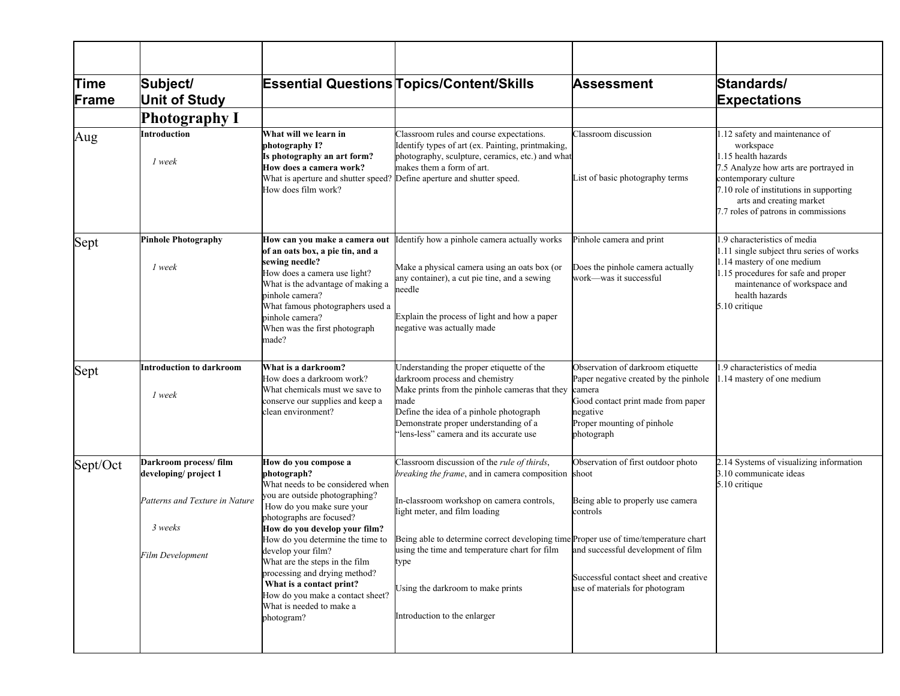| Time Frame | Subject/ Unit of Study | Essential Questions | Topics/Content/Skills | Assessment | Standards/ Expectations |
|---|---|---|---|---|---|
| | **Photography I** | | | | |
| Aug | **Introduction**<br><br>*1 week* | **What will we learn in photography I?**<br>**Is photography an art form?**<br>**How does a camera work?**<br>What is aperture and shutter speed?<br>How does film work? | Classroom rules and course expectations.<br>Identify types of art (ex. Painting, printmaking, photography, sculpture, ceramics, etc.) and what makes them a form of art.<br>Define aperture and shutter speed. | Classroom discussion<br><br>List of basic photography terms | 1.12 safety and maintenance of workspace<br>1.15 health hazards<br>7.5 Analyze how arts are portrayed in contemporary culture<br>7.10 role of institutions in supporting arts and creating market<br>7.7 roles of patrons in commissions |
| Sept | **Pinhole Photography**<br><br>*1 week* | **How can you make a camera out of an oats box, a pie tin, and a sewing needle?**<br>How does a camera use light?<br>What is the advantage of making a pinhole camera?<br>What famous photographers used a pinhole camera?<br>When was the first photograph made? | Identify how a pinhole camera actually works<br><br>Make a physical camera using an oats box (or any container), a cut pie tine, and a sewing needle<br><br>Explain the process of light and how a paper negative was actually made | Pinhole camera and print<br><br>Does the pinhole camera actually work—was it successful | 1.9 characteristics of media<br>1.11 single subject thru series of works<br>1.14 mastery of one medium<br>1.15 procedures for safe and proper maintenance of workspace and health hazards<br>5.10 critique |
| Sept | **Introduction to darkroom**<br><br>*1 week* | **What is a darkroom?**<br>How does a darkroom work?<br>What chemicals must we save to conserve our supplies and keep a clean environment? | Understanding the proper etiquette of the darkroom process and chemistry<br>Make prints from the pinhole cameras that they made<br>Define the idea of a pinhole photograph<br>Demonstrate proper understanding of a "lens-less" camera and its accurate use | Observation of darkroom etiquette<br>Paper negative created by the pinhole camera<br>Good contact print made from paper negative<br>Proper mounting of pinhole photograph | 1.9 characteristics of media<br>1.14 mastery of one medium |
| Sept/Oct | **Darkroom process/ film developing/ project 1**<br><br>*Patterns and Texture in Nature*<br><br>*3 weeks*<br><br>*Film Development* | **How do you compose a photograph?**<br>What needs to be considered when you are outside photographing?<br>How do you make sure your photographs are focused?<br>**How do you develop your film?**<br>How do you determine the time to develop your film?<br>What are the steps in the film processing and drying method?<br>**What is a contact print?**<br>How do you make a contact sheet?<br>What is needed to make a photogram? | Classroom discussion of the *rule of thirds*, *breaking the frame*, and in camera composition<br><br>In-classroom workshop on camera controls, light meter, and film loading<br><br>Being able to determine correct developing time using the time and temperature chart for film type<br><br>Using the darkroom to make prints<br><br>Introduction to the enlarger | Observation of first outdoor photo shoot<br><br>Being able to properly use camera controls<br><br>Proper use of time/temperature chart and successful development of film<br><br>Successful contact sheet and creative use of materials for photogram | 2.14 Systems of visualizing information<br>3.10 communicate ideas<br>5.10 critique |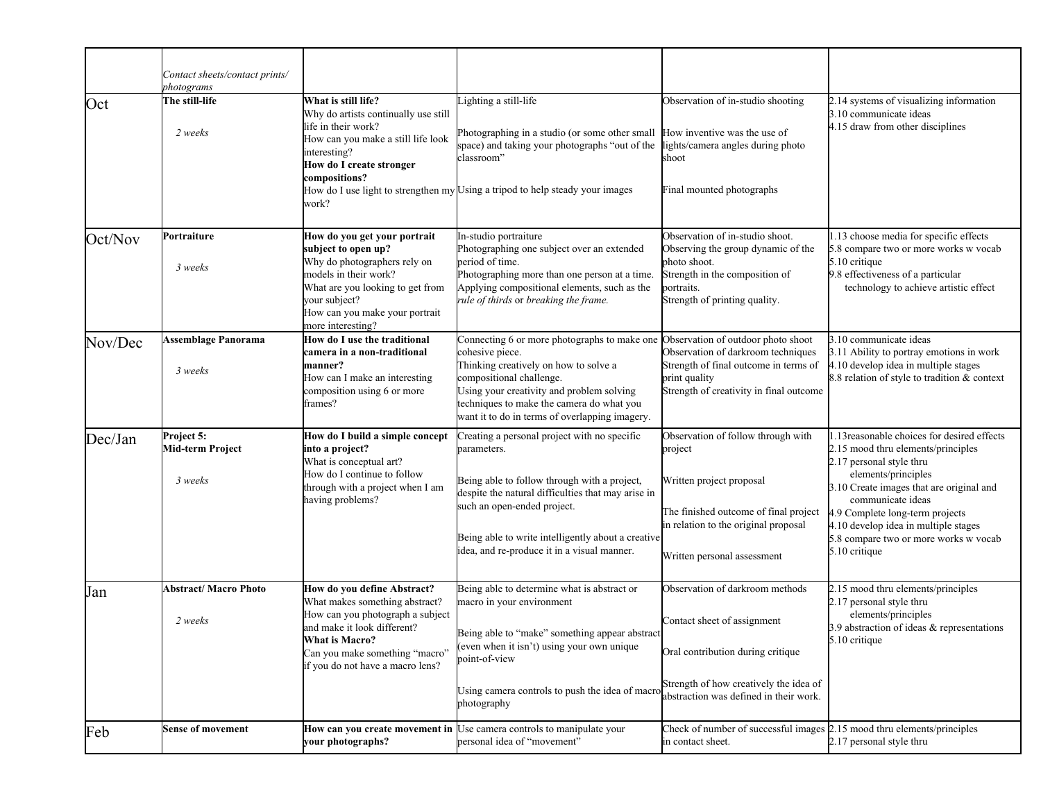| | | | | | |
|---|---|---|---|---|---|
| | *Contact sheets/contact prints/ photograms* | | | | |
| Oct | **The still-life**<br><br>*2 weeks* | **What is still life?**<br>Why do artists continually use still life in their work?<br>How can you make a still life look interesting?<br>**How do I create stronger compositions?**<br>How do I use light to strengthen my work? | Lighting a still-life<br><br>Photographing in a studio (or some other small space) and taking your photographs "out of the classroom"<br><br>Using a tripod to help steady your images | Observation of in-studio shooting<br><br>How inventive was the use of lights/camera angles during photo shoot<br><br>Final mounted photographs | 2.14 systems of visualizing information<br>3.10 communicate ideas<br>4.15 draw from other disciplines |
| Oct/Nov | **Portraiture**<br><br>*3 weeks* | **How do you get your portrait subject to open up?**<br>Why do photographers rely on models in their work?<br>What are you looking to get from your subject?<br>How can you make your portrait more interesting? | In-studio portraiture<br>Photographing one subject over an extended period of time.<br>Photographing more than one person at a time.<br>Applying compositional elements, such as the *rule of thirds* or *breaking the frame.* | Observation of in-studio shoot.<br>Observing the group dynamic of the photo shoot.<br>Strength in the composition of portraits.<br>Strength of printing quality. | 1.13 choose media for specific effects<br>5.8 compare two or more works w vocab<br>5.10 critique<br>9.8 effectiveness of a particular technology to achieve artistic effect |
| Nov/Dec | **Assemblage Panorama**<br><br>*3 weeks* | **How do I use the traditional camera in a non-traditional manner?**<br>How can I make an interesting composition using 6 or more frames? | Connecting 6 or more photographs to make one cohesive piece.<br>Thinking creatively on how to solve a compositional challenge.<br>Using your creativity and problem solving techniques to make the camera do what you want it to do in terms of overlapping imagery. | Observation of outdoor photo shoot<br>Observation of darkroom techniques<br>Strength of final outcome in terms of print quality<br>Strength of creativity in final outcome | 3.10 communicate ideas<br>3.11 Ability to portray emotions in work<br>4.10 develop idea in multiple stages<br>8.8 relation of style to tradition & context |
| Dec/Jan | **Project 5: Mid-term Project**<br><br>*3 weeks* | **How do I build a simple concept into a project?**<br>What is conceptual art?<br>How do I continue to follow through with a project when I am having problems? | Creating a personal project with no specific parameters.<br><br>Being able to follow through with a project, despite the natural difficulties that may arise in such an open-ended project.<br><br>Being able to write intelligently about a creative idea, and re-produce it in a visual manner. | Observation of follow through with project<br><br>Written project proposal<br><br>The finished outcome of final project in relation to the original proposal<br><br>Written personal assessment | 1.13reasonable choices for desired effects<br>2.15 mood thru elements/principles<br>2.17 personal style thru elements/principles<br>3.10 Create images that are original and communicate ideas<br>4.9 Complete long-term projects<br>4.10 develop idea in multiple stages<br>5.8 compare two or more works w vocab<br>5.10 critique |
| Jan | **Abstract/ Macro Photo**<br><br>*2 weeks* | **How do you define Abstract?**<br>What makes something abstract?<br>How can you photograph a subject and make it look different?<br>**What is Macro?**<br>Can you make something "macro" if you do not have a macro lens? | Being able to determine what is abstract or macro in your environment<br><br>Being able to "make" something appear abstract (even when it isn't) using your own unique point-of-view<br><br>Using camera controls to push the idea of macro photography | Observation of darkroom methods<br><br>Contact sheet of assignment<br><br>Oral contribution during critique<br><br>Strength of how creatively the idea of abstraction was defined in their work. | 2.15 mood thru elements/principles<br>2.17 personal style thru elements/principles<br>3.9 abstraction of ideas & representations<br>5.10 critique |
| Feb | **Sense of movement** | **How can you create movement in your photographs?** | Use camera controls to manipulate your personal idea of "movement" | Check of number of successful images in contact sheet. | 2.15 mood thru elements/principles<br>2.17 personal style thru |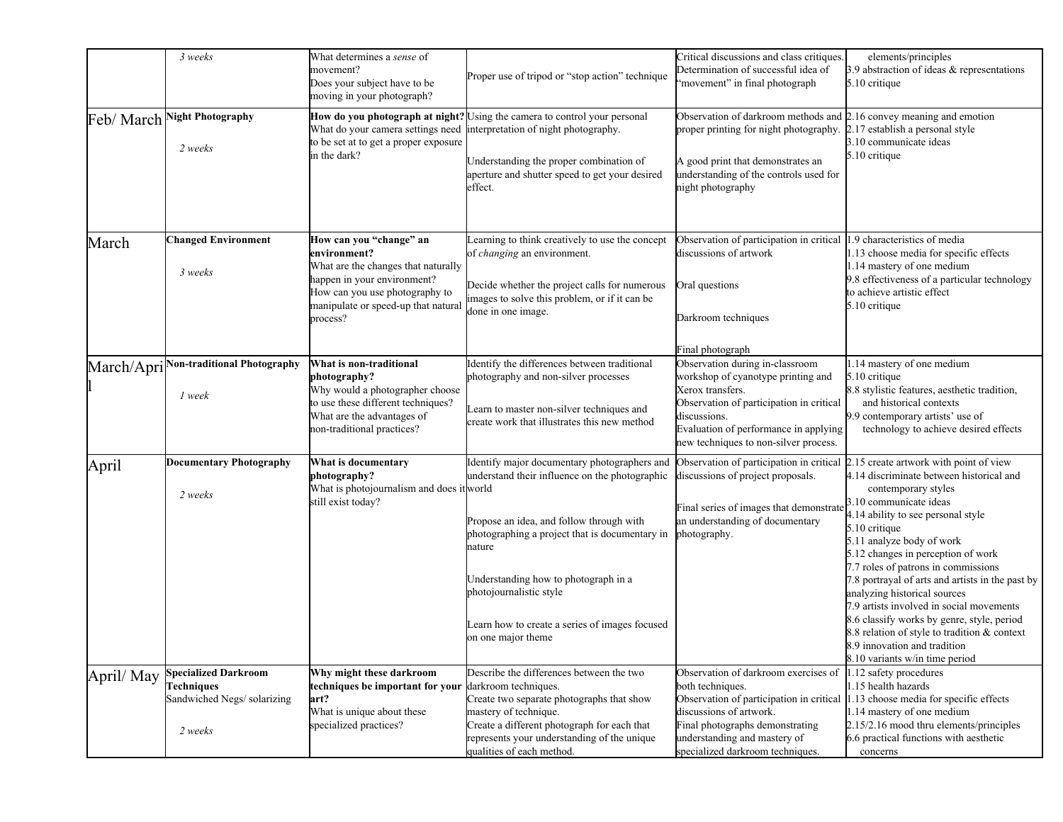| | | | | | |
|---|---|---|---|---|---|
| | *3 weeks* | What determines a *sense* of movement?<br>Does your subject have to be moving in your photograph? | Proper use of tripod or "stop action" technique | Critical discussions and class critiques.<br>Determination of successful idea of "movement" in final photograph | elements/principles<br>3.9 abstraction of ideas & representations<br>5.10 critique |
| Feb/ March | **Night Photography**<br><br>*2 weeks* | **How do you photograph at night?**<br>What do your camera settings need to be set at to get a proper exposure in the dark? | Using the camera to control your personal interpretation of night photography.<br><br>Understanding the proper combination of aperture and shutter speed to get your desired effect. | Observation of darkroom methods and proper printing for night photography.<br><br>A good print that demonstrates an understanding of the controls used for night photography | 2.16 convey meaning and emotion<br>2.17 establish a personal style<br>3.10 communicate ideas<br>5.10 critique |
| March | **Changed Environment**<br><br>*3 weeks* | **How can you "change" an environment?**<br>What are the changes that naturally happen in your environment?<br>How can you use photography to manipulate or speed-up that natural process? | Learning to think creatively to use the concept of *changing* an environment.<br><br>Decide whether the project calls for numerous images to solve this problem, or if it can be done in one image. | Observation of participation in critical discussions of artwork<br><br>Oral questions<br><br>Darkroom techniques<br><br>Final photograph | 1.9 characteristics of media<br>1.13 choose media for specific effects<br>1.14 mastery of one medium<br>9.8 effectiveness of a particular technology to achieve artistic effect<br>5.10 critique |
| March/April | **Non-traditional Photography**<br><br>*1 week* | **What is non-traditional photography?**<br>Why would a photographer choose to use these different techniques?<br>What are the advantages of non-traditional practices? | Identify the differences between traditional photography and non-silver processes<br><br>Learn to master non-silver techniques and create work that illustrates this new method | Observation during in-classroom workshop of cyanotype printing and Xerox transfers.<br>Observation of participation in critical discussions.<br>Evaluation of performance in applying new techniques to non-silver process. | 1.14 mastery of one medium<br>5.10 critique<br>8.8 stylistic features, aesthetic tradition, and historical contexts<br>9.9 contemporary artists' use of technology to achieve desired effects |
| April | **Documentary Photography**<br><br>*2 weeks* | **What is documentary photography?**<br>What is photojournalism and does it still exist today? | Identify major documentary photographers and understand their influence on the photographic world<br><br>Propose an idea, and follow through with photographing a project that is documentary in nature<br><br>Understanding how to photograph in a photojournalistic style<br><br>Learn how to create a series of images focused on one major theme | Observation of participation in critical discussions of project proposals.<br><br>Final series of images that demonstrate an understanding of documentary photography. | 2.15 create artwork with point of view<br>4.14 discriminate between historical and contemporary styles<br>3.10 communicate ideas<br>4.14 ability to see personal style<br>5.10 critique<br>5.11 analyze body of work<br>5.12 changes in perception of work<br>7.7 roles of patrons in commissions<br>7.8 portrayal of arts and artists in the past by analyzing historical sources<br>7.9 artists involved in social movements<br>8.6 classify works by genre, style, period<br>8.8 relation of style to tradition & context<br>8.9 innovation and tradition<br>8.10 variants w/in time period |
| April/ May | **Specialized Darkroom Techniques**<br>Sandwiched Negs/ solarizing<br><br>*2 weeks* | **Why might these darkroom techniques be important for your art?**<br>What is unique about these specialized practices? | Describe the differences between the two darkroom techniques.<br>Create two separate photographs that show mastery of technique.<br>Create a different photograph for each that represents your understanding of the unique qualities of each method. | Observation of darkroom exercises of both techniques.<br>Observation of participation in critical discussions of artwork.<br>Final photographs demonstrating understanding and mastery of specialized darkroom techniques. | 1.12 safety procedures<br>1.15 health hazards<br>1.13 choose media for specific effects<br>1.14 mastery of one medium<br>2.15/2.16 mood thru elements/principles<br>6.6 practical functions with aesthetic concerns |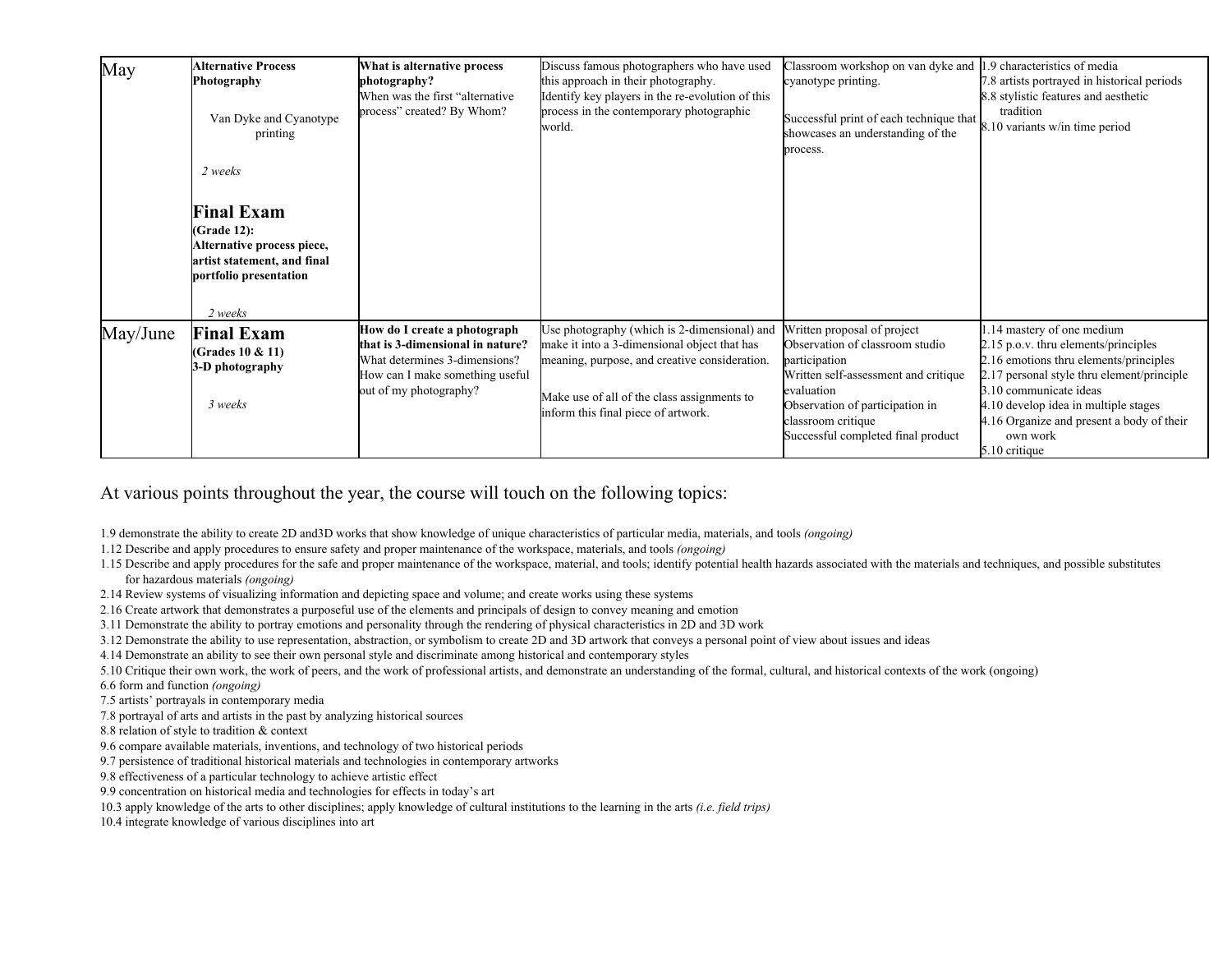| | | | | | |
|---|---|---|---|---|---|
| May | **Alternative Process Photography**<br><br>Van Dyke and Cyanotype printing<br><br>*2 weeks*<br><br>**Final Exam (Grade 12): Alternative process piece, artist statement, and final portfolio presentation**<br><br>*2 weeks* | **What is alternative process photography?**<br>When was the first "alternative process" created? By Whom? | Discuss famous photographers who have used this approach in their photography.<br>Identify key players in the re-evolution of this process in the contemporary photographic world. | Classroom workshop on van dyke and cyanotype printing.<br><br>Successful print of each technique that showcases an understanding of the process. | 1.9 characteristics of media<br>7.8 artists portrayed in historical periods<br>8.8 stylistic features and aesthetic tradition<br>8.10 variants w/in time period |
| May/June | **Final Exam (Grades 10 & 11) 3-D photography**<br><br>*3 weeks* | **How do I create a photograph that is 3-dimensional in nature?**<br>What determines 3-dimensions?<br>How can I make something useful out of my photography? | Use photography (which is 2-dimensional) and make it into a 3-dimensional object that has meaning, purpose, and creative consideration.<br><br>Make use of all of the class assignments to inform this final piece of artwork. | Written proposal of project<br>Observation of classroom studio participation<br>Written self-assessment and critique evaluation<br>Observation of participation in classroom critique<br>Successful completed final product | 1.14 mastery of one medium<br>2.15 p.o.v. thru elements/principles<br>2.16 emotions thru elements/principles<br>2.17 personal style thru element/principle<br>3.10 communicate ideas<br>4.10 develop idea in multiple stages<br>4.16 Organize and present a body of their own work<br>5.10 critique |

At various points throughout the year, the course will touch on the following topics:

1.9 demonstrate the ability to create 2D and3D works that show knowledge of unique characteristics of particular media, materials, and tools *(ongoing)*
1.12 Describe and apply procedures to ensure safety and proper maintenance of the workspace, materials, and tools *(ongoing)*
1.15 Describe and apply procedures for the safe and proper maintenance of the workspace, material, and tools; identify potential health hazards associated with the materials and techniques, and possible substitutes for hazardous materials *(ongoing)*
2.14 Review systems of visualizing information and depicting space and volume; and create works using these systems
2.16 Create artwork that demonstrates a purposeful use of the elements and principals of design to convey meaning and emotion
3.11 Demonstrate the ability to portray emotions and personality through the rendering of physical characteristics in 2D and 3D work
3.12 Demonstrate the ability to use representation, abstraction, or symbolism to create 2D and 3D artwork that conveys a personal point of view about issues and ideas
4.14 Demonstrate an ability to see their own personal style and discriminate among historical and contemporary styles
5.10 Critique their own work, the work of peers, and the work of professional artists, and demonstrate an understanding of the formal, cultural, and historical contexts of the work (ongoing)
6.6 form and function *(ongoing)*
7.5 artists' portrayals in contemporary media
7.8 portrayal of arts and artists in the past by analyzing historical sources
8.8 relation of style to tradition & context
9.6 compare available materials, inventions, and technology of two historical periods
9.7 persistence of traditional historical materials and technologies in contemporary artworks
9.8 effectiveness of a particular technology to achieve artistic effect
9.9 concentration on historical media and technologies for effects in today's art
10.3 apply knowledge of the arts to other disciplines; apply knowledge of cultural institutions to the learning in the arts *(i.e. field trips)*
10.4 integrate knowledge of various disciplines into art